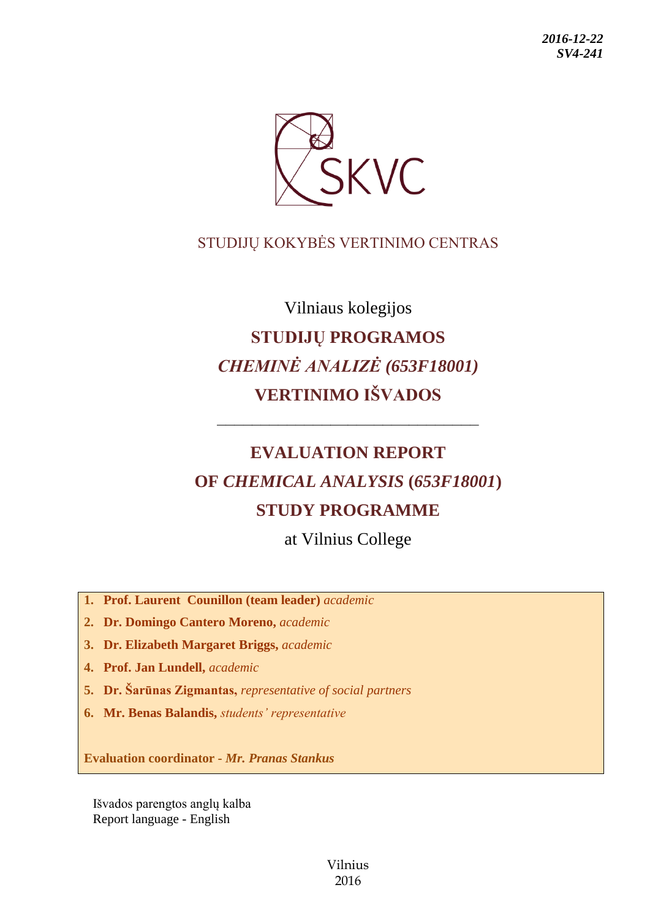***2016-12-22***
***SV4-241***

SKVC

STUDIJŲ KOKYBĖS VERTINIMO CENTRAS

Vilniaus kolegijos

# STUDIJŲ PROGRAMOS *CHEMINĖ ANALIZĖ (653F18001)* VERTINIMO IŠVADOS

---

# EVALUATION REPORT OF *CHEMICAL ANALYSIS* (*653F18001*) STUDY PROGRAMME

at Vilnius College

1. **Prof. Laurent Counillon (team leader)** *academic*
2. **Dr. Domingo Cantero Moreno,** *academic*
3. **Dr. Elizabeth Margaret Briggs,** *academic*
4. **Prof. Jan Lundell,** *academic*
5. **Dr. Šarūnas Zigmantas,** *representative of social partners*
6. **Mr. Benas Balandis,** *students' representative*

**Evaluation coordinator -** ***Mr. Pranas Stankus***

Išvados parengtos anglų kalba
Report language - English

Vilnius
2016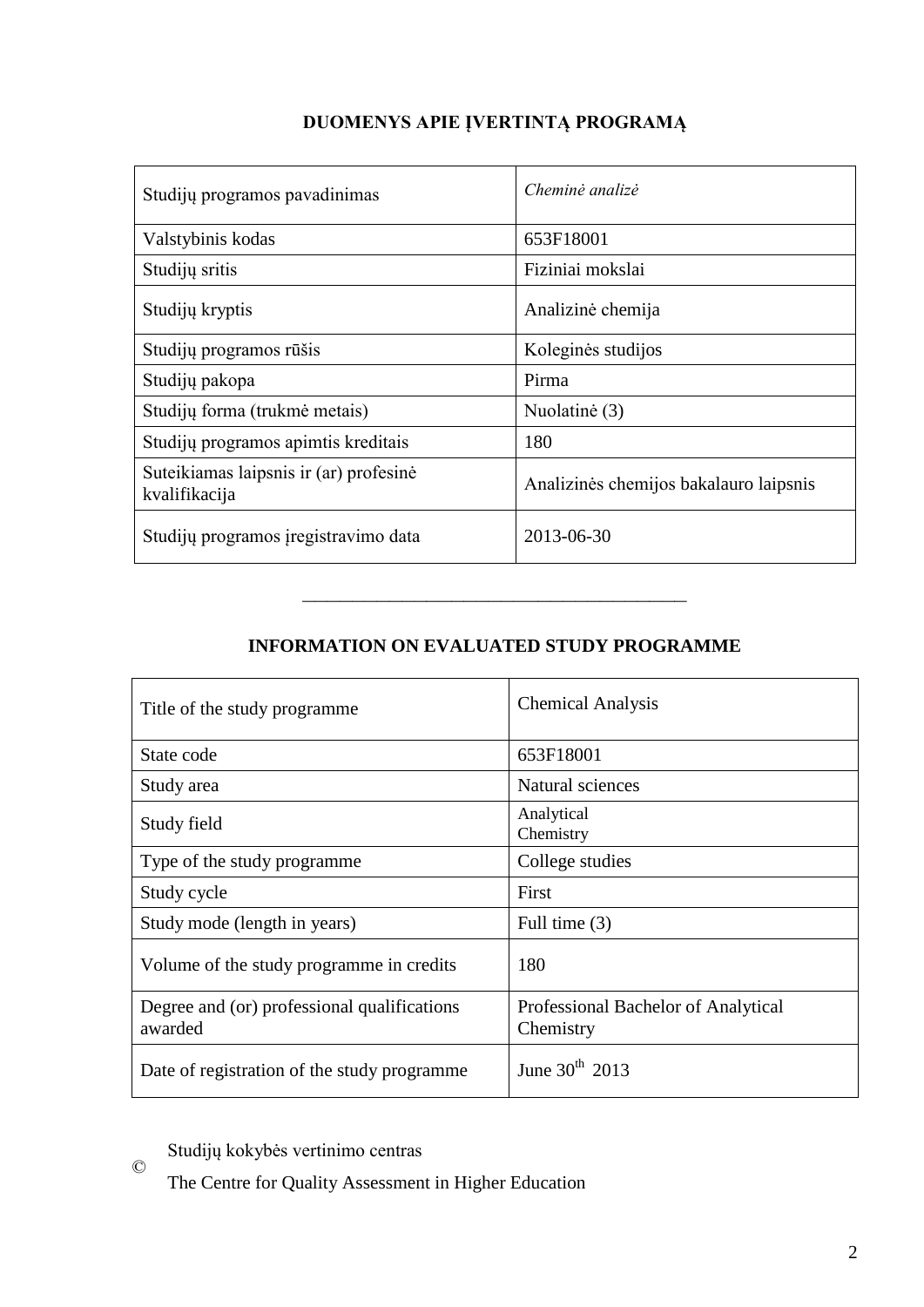## DUOMENYS APIE ĮVERTINTĄ PROGRAMĄ

| Studijų programos pavadinimas | *Cheminė analizė* |
|---|---|
| Valstybinis kodas | 653F18001 |
| Studijų sritis | Fiziniai mokslai |
| Studijų kryptis | Analizinė chemija |
| Studijų programos rūšis | Koleginės studijos |
| Studijų pakopa | Pirma |
| Studijų forma (trukmė metais) | Nuolatinė (3) |
| Studijų programos apimtis kreditais | 180 |
| Suteikiamas laipsnis ir (ar) profesinė kvalifikacija | Analizinės chemijos bakalauro laipsnis |
| Studijų programos įregistravimo data | 2013-06-30 |

---

## INFORMATION ON EVALUATED STUDY PROGRAMME

| Title of the study programme | Chemical Analysis |
|---|---|
| State code | 653F18001 |
| Study area | Natural sciences |
| Study field | Analytical Chemistry |
| Type of the study programme | College studies |
| Study cycle | First |
| Study mode (length in years) | Full time (3) |
| Volume of the study programme in credits | 180 |
| Degree and (or) professional qualifications awarded | Professional Bachelor of Analytical Chemistry |
| Date of registration of the study programme | June 30th 2013 |

© Studijų kokybės vertinimo centras

The Centre for Quality Assessment in Higher Education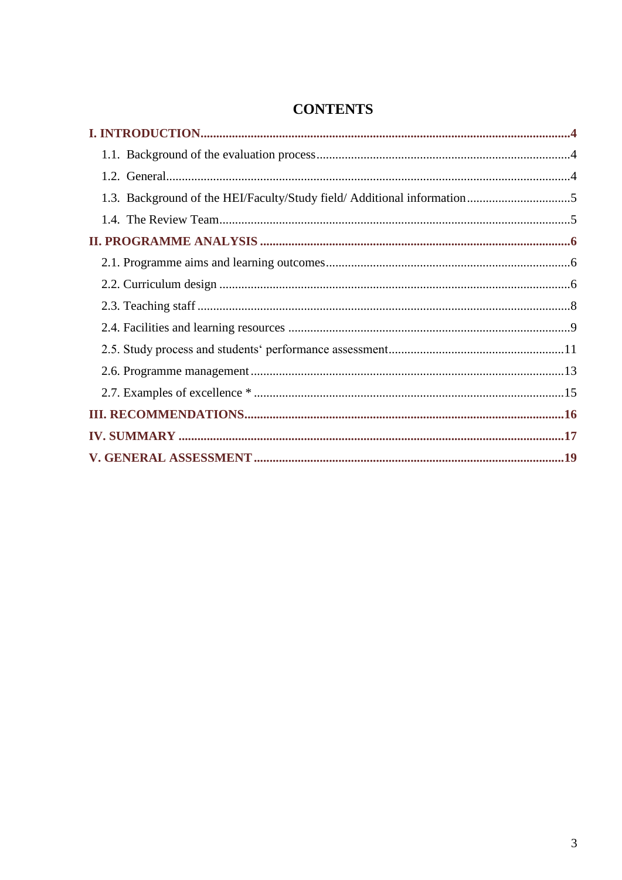# CONTENTS

**I. INTRODUCTION** ....................................................................................................................... **4**

1.1. Background of the evaluation process ................................................................................. 4

1.2. General ................................................................................................................................. 4

1.3. Background of the HEI/Faculty/Study field/ Additional information ................................. 5

1.4. The Review Team ................................................................................................................. 5

**II. PROGRAMME ANALYSIS** ..................................................................................................... **6**

2.1. Programme aims and learning outcomes .............................................................................. 6

2.2. Curriculum design ................................................................................................................ 6

2.3. Teaching staff ........................................................................................................................ 8

2.4. Facilities and learning resources ........................................................................................... 9

2.5. Study process and students‘ performance assessment ....................................................... 11

2.6. Programme management .................................................................................................... 13

2.7. Examples of excellence * .................................................................................................... 15

**III. RECOMMENDATIONS** ...................................................................................................... **16**

**IV. SUMMARY** .......................................................................................................................... **17**

**V. GENERAL ASSESSMENT** ................................................................................................... **19**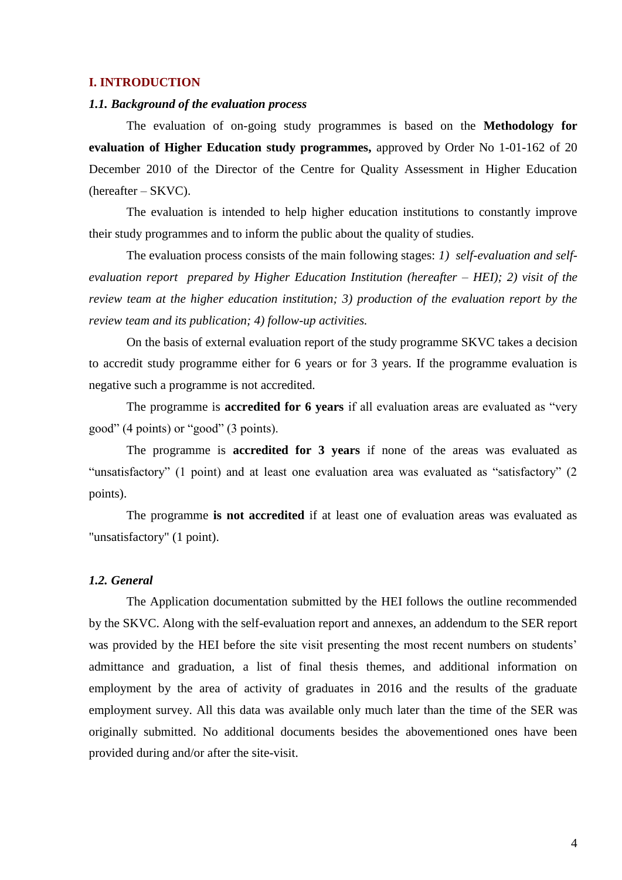## I. INTRODUCTION

### *1.1. Background of the evaluation process*

The evaluation of on-going study programmes is based on the **Methodology for evaluation of Higher Education study programmes,** approved by Order No 1-01-162 of 20 December 2010 of the Director of the Centre for Quality Assessment in Higher Education (hereafter – SKVC).

The evaluation is intended to help higher education institutions to constantly improve their study programmes and to inform the public about the quality of studies.

The evaluation process consists of the main following stages: *1) self-evaluation and self-evaluation report prepared by Higher Education Institution (hereafter – HEI); 2) visit of the review team at the higher education institution; 3) production of the evaluation report by the review team and its publication; 4) follow-up activities.*

On the basis of external evaluation report of the study programme SKVC takes a decision to accredit study programme either for 6 years or for 3 years. If the programme evaluation is negative such a programme is not accredited.

The programme is **accredited for 6 years** if all evaluation areas are evaluated as "very good" (4 points) or "good" (3 points).

The programme is **accredited for 3 years** if none of the areas was evaluated as "unsatisfactory" (1 point) and at least one evaluation area was evaluated as "satisfactory" (2 points).

The programme **is not accredited** if at least one of evaluation areas was evaluated as "unsatisfactory" (1 point).

### *1.2. General*

The Application documentation submitted by the HEI follows the outline recommended by the SKVC. Along with the self-evaluation report and annexes, an addendum to the SER report was provided by the HEI before the site visit presenting the most recent numbers on students' admittance and graduation, a list of final thesis themes, and additional information on employment by the area of activity of graduates in 2016 and the results of the graduate employment survey. All this data was available only much later than the time of the SER was originally submitted. No additional documents besides the abovementioned ones have been provided during and/or after the site-visit.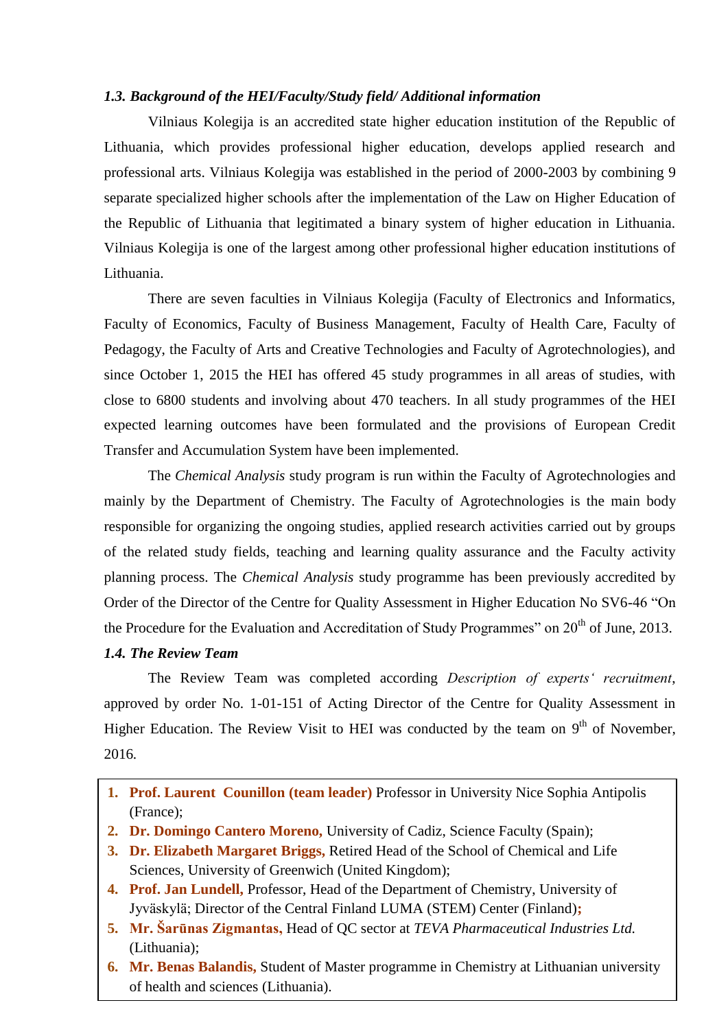### *1.3. Background of the HEI/Faculty/Study field/ Additional information*

Vilniaus Kolegija is an accredited state higher education institution of the Republic of Lithuania, which provides professional higher education, develops applied research and professional arts. Vilniaus Kolegija was established in the period of 2000-2003 by combining 9 separate specialized higher schools after the implementation of the Law on Higher Education of the Republic of Lithuania that legitimated a binary system of higher education in Lithuania. Vilniaus Kolegija is one of the largest among other professional higher education institutions of Lithuania.

There are seven faculties in Vilniaus Kolegija (Faculty of Electronics and Informatics, Faculty of Economics, Faculty of Business Management, Faculty of Health Care, Faculty of Pedagogy, the Faculty of Arts and Creative Technologies and Faculty of Agrotechnologies), and since October 1, 2015 the HEI has offered 45 study programmes in all areas of studies, with close to 6800 students and involving about 470 teachers. In all study programmes of the HEI expected learning outcomes have been formulated and the provisions of European Credit Transfer and Accumulation System have been implemented.

The *Chemical Analysis* study program is run within the Faculty of Agrotechnologies and mainly by the Department of Chemistry. The Faculty of Agrotechnologies is the main body responsible for organizing the ongoing studies, applied research activities carried out by groups of the related study fields, teaching and learning quality assurance and the Faculty activity planning process. The *Chemical Analysis* study programme has been previously accredited by Order of the Director of the Centre for Quality Assessment in Higher Education No SV6-46 "On the Procedure for the Evaluation and Accreditation of Study Programmes" on 20th of June, 2013.

### *1.4. The Review Team*

The Review Team was completed according *Description of experts' recruitment*, approved by order No. 1-01-151 of Acting Director of the Centre for Quality Assessment in Higher Education. The Review Visit to HEI was conducted by the team on 9th of November, 2016.

1. **Prof. Laurent Counillon (team leader)** Professor in University Nice Sophia Antipolis (France);
2. **Dr. Domingo Cantero Moreno,** University of Cadiz, Science Faculty (Spain);
3. **Dr. Elizabeth Margaret Briggs,** Retired Head of the School of Chemical and Life Sciences, University of Greenwich (United Kingdom);
4. **Prof. Jan Lundell,** Professor, Head of the Department of Chemistry, University of Jyväskylä; Director of the Central Finland LUMA (STEM) Center (Finland);
5. **Mr. Šarūnas Zigmantas,** Head of QC sector at *TEVA Pharmaceutical Industries Ltd.* (Lithuania);
6. **Mr. Benas Balandis,** Student of Master programme in Chemistry at Lithuanian university of health and sciences (Lithuania).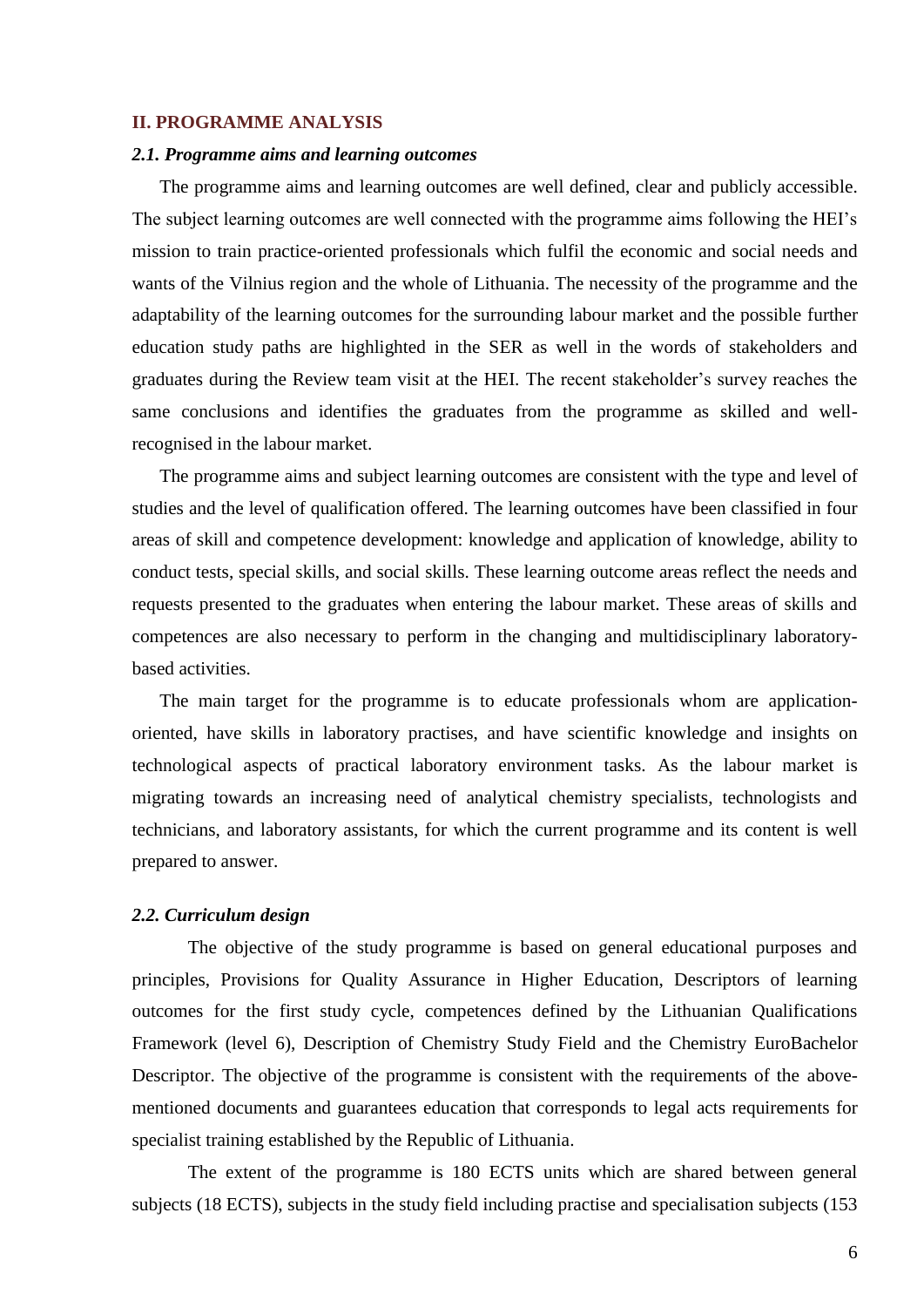## II. PROGRAMME ANALYSIS

### *2.1. Programme aims and learning outcomes*

The programme aims and learning outcomes are well defined, clear and publicly accessible. The subject learning outcomes are well connected with the programme aims following the HEI's mission to train practice-oriented professionals which fulfil the economic and social needs and wants of the Vilnius region and the whole of Lithuania. The necessity of the programme and the adaptability of the learning outcomes for the surrounding labour market and the possible further education study paths are highlighted in the SER as well in the words of stakeholders and graduates during the Review team visit at the HEI. The recent stakeholder's survey reaches the same conclusions and identifies the graduates from the programme as skilled and well-recognised in the labour market.

The programme aims and subject learning outcomes are consistent with the type and level of studies and the level of qualification offered. The learning outcomes have been classified in four areas of skill and competence development: knowledge and application of knowledge, ability to conduct tests, special skills, and social skills. These learning outcome areas reflect the needs and requests presented to the graduates when entering the labour market. These areas of skills and competences are also necessary to perform in the changing and multidisciplinary laboratory-based activities.

The main target for the programme is to educate professionals whom are application-oriented, have skills in laboratory practises, and have scientific knowledge and insights on technological aspects of practical laboratory environment tasks. As the labour market is migrating towards an increasing need of analytical chemistry specialists, technologists and technicians, and laboratory assistants, for which the current programme and its content is well prepared to answer.

### *2.2. Curriculum design*

The objective of the study programme is based on general educational purposes and principles, Provisions for Quality Assurance in Higher Education, Descriptors of learning outcomes for the first study cycle, competences defined by the Lithuanian Qualifications Framework (level 6), Description of Chemistry Study Field and the Chemistry EuroBachelor Descriptor. The objective of the programme is consistent with the requirements of the above-mentioned documents and guarantees education that corresponds to legal acts requirements for specialist training established by the Republic of Lithuania.

The extent of the programme is 180 ECTS units which are shared between general subjects (18 ECTS), subjects in the study field including practise and specialisation subjects (153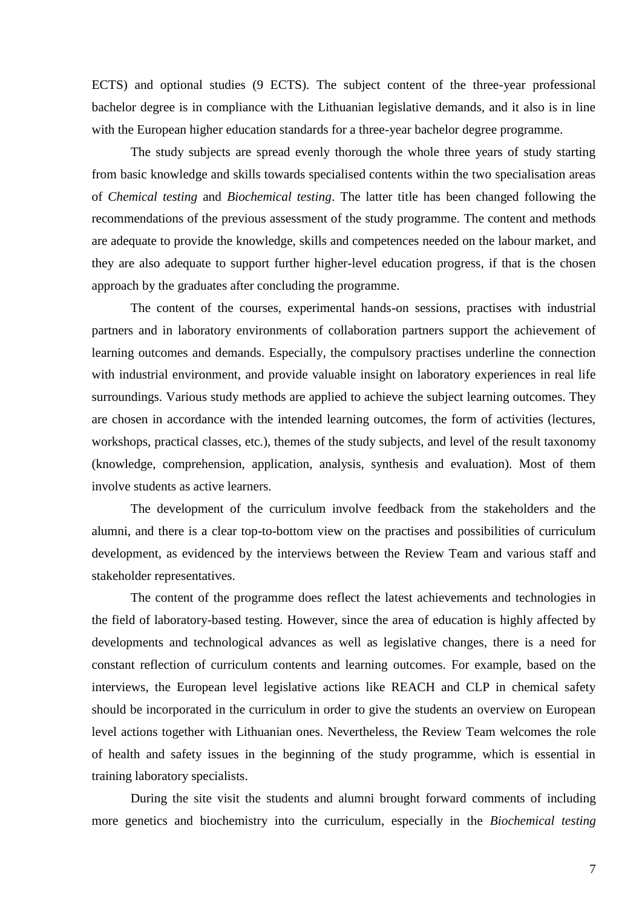ECTS) and optional studies (9 ECTS). The subject content of the three-year professional bachelor degree is in compliance with the Lithuanian legislative demands, and it also is in line with the European higher education standards for a three-year bachelor degree programme.

The study subjects are spread evenly thorough the whole three years of study starting from basic knowledge and skills towards specialised contents within the two specialisation areas of *Chemical testing* and *Biochemical testing*. The latter title has been changed following the recommendations of the previous assessment of the study programme. The content and methods are adequate to provide the knowledge, skills and competences needed on the labour market, and they are also adequate to support further higher-level education progress, if that is the chosen approach by the graduates after concluding the programme.

The content of the courses, experimental hands-on sessions, practises with industrial partners and in laboratory environments of collaboration partners support the achievement of learning outcomes and demands. Especially, the compulsory practises underline the connection with industrial environment, and provide valuable insight on laboratory experiences in real life surroundings. Various study methods are applied to achieve the subject learning outcomes. They are chosen in accordance with the intended learning outcomes, the form of activities (lectures, workshops, practical classes, etc.), themes of the study subjects, and level of the result taxonomy (knowledge, comprehension, application, analysis, synthesis and evaluation). Most of them involve students as active learners.

The development of the curriculum involve feedback from the stakeholders and the alumni, and there is a clear top-to-bottom view on the practises and possibilities of curriculum development, as evidenced by the interviews between the Review Team and various staff and stakeholder representatives.

The content of the programme does reflect the latest achievements and technologies in the field of laboratory-based testing. However, since the area of education is highly affected by developments and technological advances as well as legislative changes, there is a need for constant reflection of curriculum contents and learning outcomes. For example, based on the interviews, the European level legislative actions like REACH and CLP in chemical safety should be incorporated in the curriculum in order to give the students an overview on European level actions together with Lithuanian ones. Nevertheless, the Review Team welcomes the role of health and safety issues in the beginning of the study programme, which is essential in training laboratory specialists.

During the site visit the students and alumni brought forward comments of including more genetics and biochemistry into the curriculum, especially in the *Biochemical testing*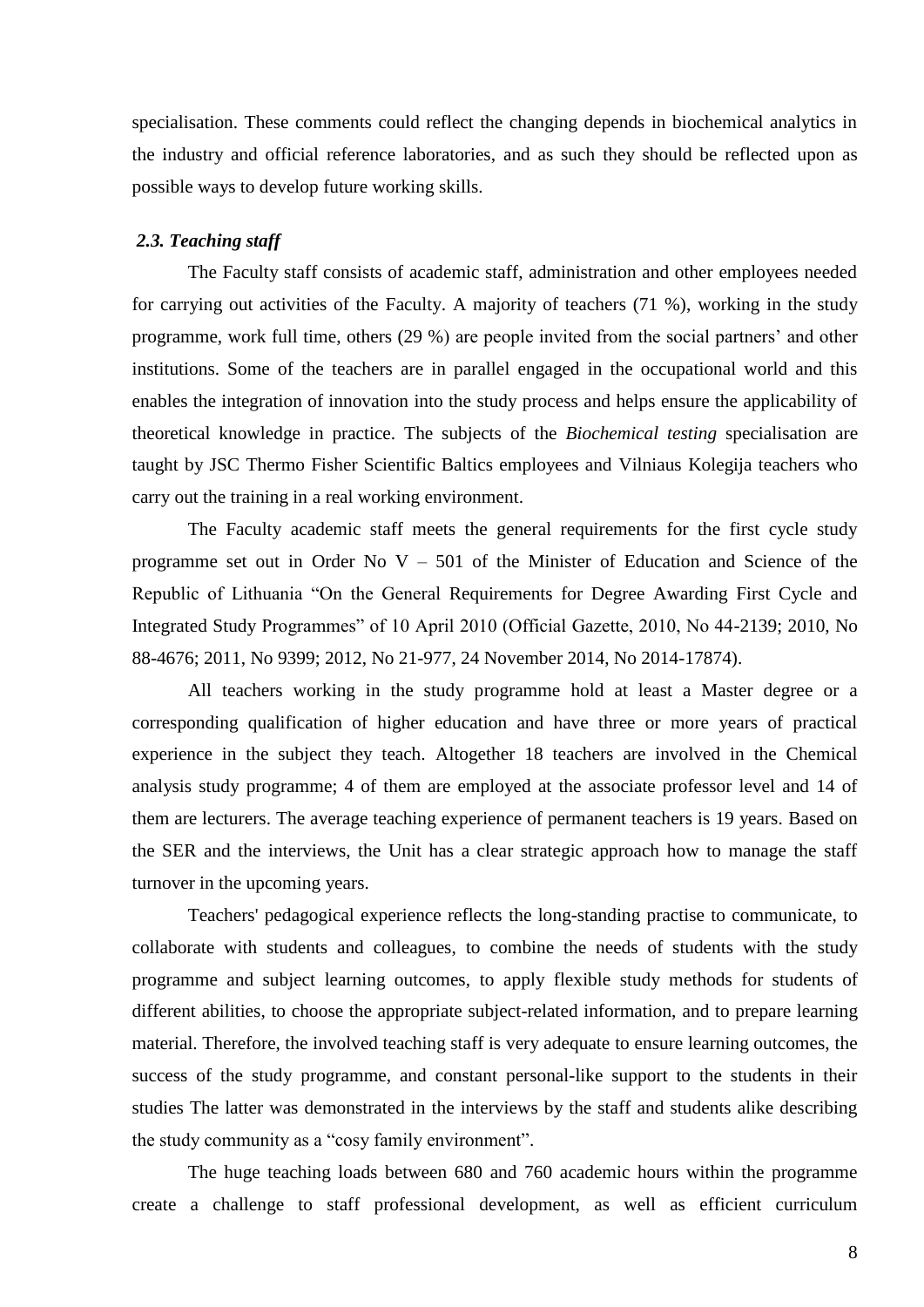specialisation. These comments could reflect the changing depends in biochemical analytics in the industry and official reference laboratories, and as such they should be reflected upon as possible ways to develop future working skills.

### *2.3. Teaching staff*

The Faculty staff consists of academic staff, administration and other employees needed for carrying out activities of the Faculty. A majority of teachers (71 %), working in the study programme, work full time, others (29 %) are people invited from the social partners' and other institutions. Some of the teachers are in parallel engaged in the occupational world and this enables the integration of innovation into the study process and helps ensure the applicability of theoretical knowledge in practice. The subjects of the *Biochemical testing* specialisation are taught by JSC Thermo Fisher Scientific Baltics employees and Vilniaus Kolegija teachers who carry out the training in a real working environment.

The Faculty academic staff meets the general requirements for the first cycle study programme set out in Order No V – 501 of the Minister of Education and Science of the Republic of Lithuania "On the General Requirements for Degree Awarding First Cycle and Integrated Study Programmes" of 10 April 2010 (Official Gazette, 2010, No 44-2139; 2010, No 88-4676; 2011, No 9399; 2012, No 21-977, 24 November 2014, No 2014-17874).

All teachers working in the study programme hold at least a Master degree or a corresponding qualification of higher education and have three or more years of practical experience in the subject they teach. Altogether 18 teachers are involved in the Chemical analysis study programme; 4 of them are employed at the associate professor level and 14 of them are lecturers. The average teaching experience of permanent teachers is 19 years. Based on the SER and the interviews, the Unit has a clear strategic approach how to manage the staff turnover in the upcoming years.

Teachers' pedagogical experience reflects the long-standing practise to communicate, to collaborate with students and colleagues, to combine the needs of students with the study programme and subject learning outcomes, to apply flexible study methods for students of different abilities, to choose the appropriate subject-related information, and to prepare learning material. Therefore, the involved teaching staff is very adequate to ensure learning outcomes, the success of the study programme, and constant personal-like support to the students in their studies The latter was demonstrated in the interviews by the staff and students alike describing the study community as a "cosy family environment".

The huge teaching loads between 680 and 760 academic hours within the programme create a challenge to staff professional development, as well as efficient curriculum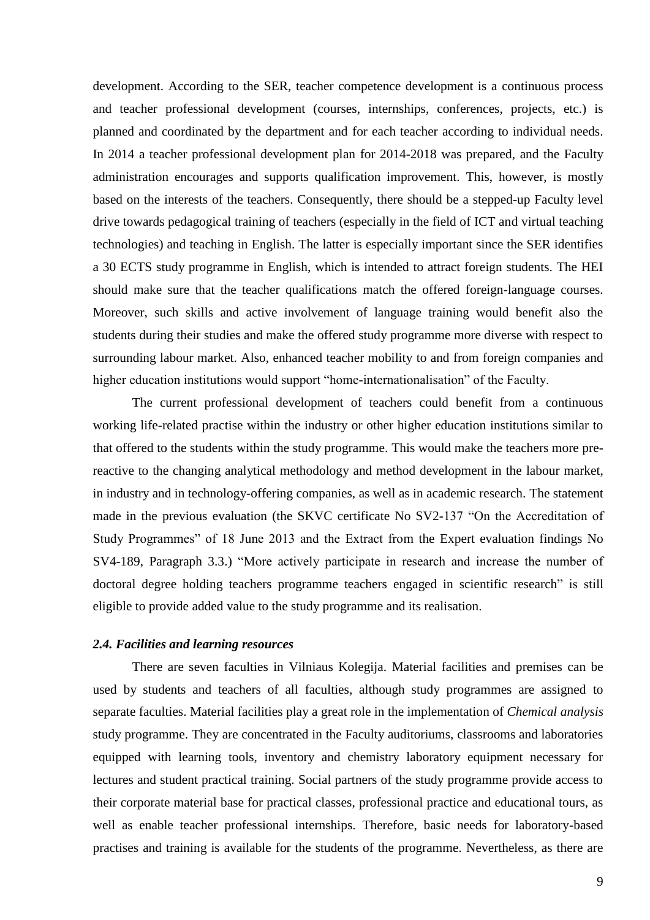development. According to the SER, teacher competence development is a continuous process and teacher professional development (courses, internships, conferences, projects, etc.) is planned and coordinated by the department and for each teacher according to individual needs. In 2014 a teacher professional development plan for 2014-2018 was prepared, and the Faculty administration encourages and supports qualification improvement. This, however, is mostly based on the interests of the teachers. Consequently, there should be a stepped-up Faculty level drive towards pedagogical training of teachers (especially in the field of ICT and virtual teaching technologies) and teaching in English. The latter is especially important since the SER identifies a 30 ECTS study programme in English, which is intended to attract foreign students. The HEI should make sure that the teacher qualifications match the offered foreign-language courses. Moreover, such skills and active involvement of language training would benefit also the students during their studies and make the offered study programme more diverse with respect to surrounding labour market. Also, enhanced teacher mobility to and from foreign companies and higher education institutions would support "home-internationalisation" of the Faculty.

The current professional development of teachers could benefit from a continuous working life-related practise within the industry or other higher education institutions similar to that offered to the students within the study programme. This would make the teachers more pre-reactive to the changing analytical methodology and method development in the labour market, in industry and in technology-offering companies, as well as in academic research. The statement made in the previous evaluation (the SKVC certificate No SV2-137 "On the Accreditation of Study Programmes" of 18 June 2013 and the Extract from the Expert evaluation findings No SV4-189, Paragraph 3.3.) "More actively participate in research and increase the number of doctoral degree holding teachers programme teachers engaged in scientific research" is still eligible to provide added value to the study programme and its realisation.

### *2.4. Facilities and learning resources*

There are seven faculties in Vilniaus Kolegija. Material facilities and premises can be used by students and teachers of all faculties, although study programmes are assigned to separate faculties. Material facilities play a great role in the implementation of *Chemical analysis* study programme. They are concentrated in the Faculty auditoriums, classrooms and laboratories equipped with learning tools, inventory and chemistry laboratory equipment necessary for lectures and student practical training. Social partners of the study programme provide access to their corporate material base for practical classes, professional practice and educational tours, as well as enable teacher professional internships. Therefore, basic needs for laboratory-based practises and training is available for the students of the programme. Nevertheless, as there are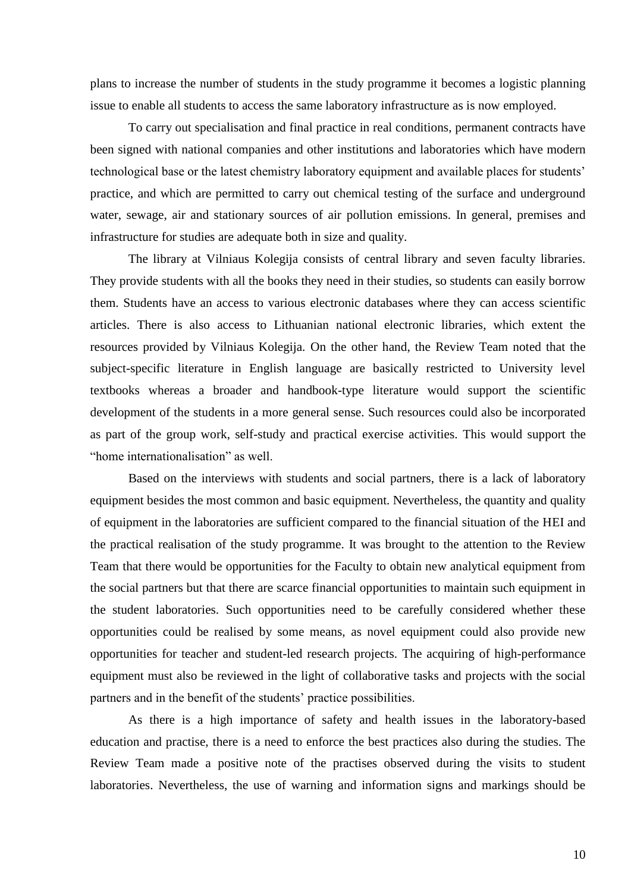plans to increase the number of students in the study programme it becomes a logistic planning issue to enable all students to access the same laboratory infrastructure as is now employed.

To carry out specialisation and final practice in real conditions, permanent contracts have been signed with national companies and other institutions and laboratories which have modern technological base or the latest chemistry laboratory equipment and available places for students' practice, and which are permitted to carry out chemical testing of the surface and underground water, sewage, air and stationary sources of air pollution emissions. In general, premises and infrastructure for studies are adequate both in size and quality.

The library at Vilniaus Kolegija consists of central library and seven faculty libraries. They provide students with all the books they need in their studies, so students can easily borrow them. Students have an access to various electronic databases where they can access scientific articles. There is also access to Lithuanian national electronic libraries, which extent the resources provided by Vilniaus Kolegija. On the other hand, the Review Team noted that the subject-specific literature in English language are basically restricted to University level textbooks whereas a broader and handbook-type literature would support the scientific development of the students in a more general sense. Such resources could also be incorporated as part of the group work, self-study and practical exercise activities. This would support the "home internationalisation" as well.

Based on the interviews with students and social partners, there is a lack of laboratory equipment besides the most common and basic equipment. Nevertheless, the quantity and quality of equipment in the laboratories are sufficient compared to the financial situation of the HEI and the practical realisation of the study programme. It was brought to the attention to the Review Team that there would be opportunities for the Faculty to obtain new analytical equipment from the social partners but that there are scarce financial opportunities to maintain such equipment in the student laboratories. Such opportunities need to be carefully considered whether these opportunities could be realised by some means, as novel equipment could also provide new opportunities for teacher and student-led research projects. The acquiring of high-performance equipment must also be reviewed in the light of collaborative tasks and projects with the social partners and in the benefit of the students' practice possibilities.

As there is a high importance of safety and health issues in the laboratory-based education and practise, there is a need to enforce the best practices also during the studies. The Review Team made a positive note of the practises observed during the visits to student laboratories. Nevertheless, the use of warning and information signs and markings should be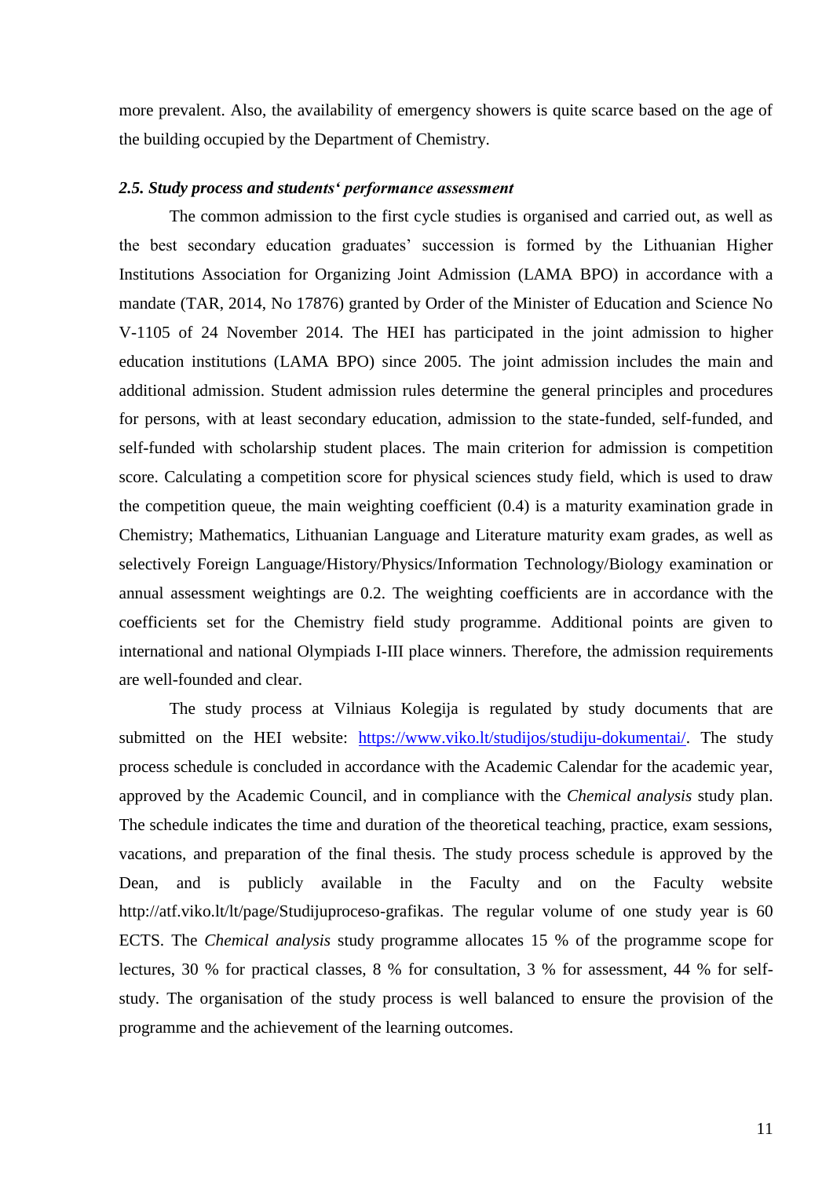more prevalent. Also, the availability of emergency showers is quite scarce based on the age of the building occupied by the Department of Chemistry.

### *2.5. Study process and students‘ performance assessment*

The common admission to the first cycle studies is organised and carried out, as well as the best secondary education graduates' succession is formed by the Lithuanian Higher Institutions Association for Organizing Joint Admission (LAMA BPO) in accordance with a mandate (TAR, 2014, No 17876) granted by Order of the Minister of Education and Science No V-1105 of 24 November 2014. The HEI has participated in the joint admission to higher education institutions (LAMA BPO) since 2005. The joint admission includes the main and additional admission. Student admission rules determine the general principles and procedures for persons, with at least secondary education, admission to the state-funded, self-funded, and self-funded with scholarship student places. The main criterion for admission is competition score. Calculating a competition score for physical sciences study field, which is used to draw the competition queue, the main weighting coefficient (0.4) is a maturity examination grade in Chemistry; Mathematics, Lithuanian Language and Literature maturity exam grades, as well as selectively Foreign Language/History/Physics/Information Technology/Biology examination or annual assessment weightings are 0.2. The weighting coefficients are in accordance with the coefficients set for the Chemistry field study programme. Additional points are given to international and national Olympiads I-III place winners. Therefore, the admission requirements are well-founded and clear.

The study process at Vilniaus Kolegija is regulated by study documents that are submitted on the HEI website: [https://www.viko.lt/studijos/studiju-dokumentai/](https://www.viko.lt/studijos/studiju-dokumentai/). The study process schedule is concluded in accordance with the Academic Calendar for the academic year, approved by the Academic Council, and in compliance with the *Chemical analysis* study plan. The schedule indicates the time and duration of the theoretical teaching, practice, exam sessions, vacations, and preparation of the final thesis. The study process schedule is approved by the Dean, and is publicly available in the Faculty and on the Faculty website http://atf.viko.lt/lt/page/Studijuproceso-grafikas. The regular volume of one study year is 60 ECTS. The *Chemical analysis* study programme allocates 15 % of the programme scope for lectures, 30 % for practical classes, 8 % for consultation, 3 % for assessment, 44 % for self-study. The organisation of the study process is well balanced to ensure the provision of the programme and the achievement of the learning outcomes.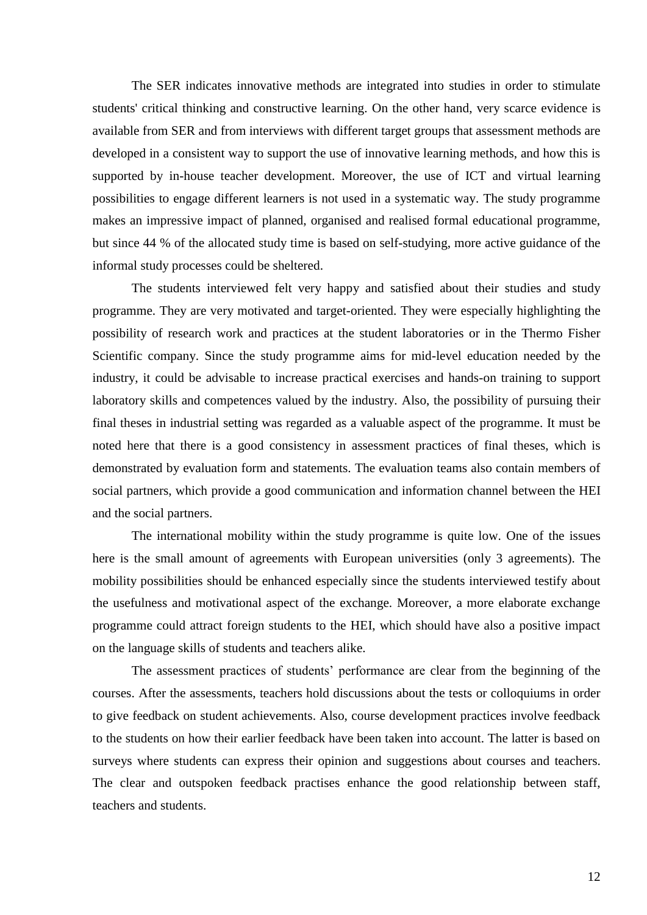The SER indicates innovative methods are integrated into studies in order to stimulate students' critical thinking and constructive learning. On the other hand, very scarce evidence is available from SER and from interviews with different target groups that assessment methods are developed in a consistent way to support the use of innovative learning methods, and how this is supported by in-house teacher development. Moreover, the use of ICT and virtual learning possibilities to engage different learners is not used in a systematic way. The study programme makes an impressive impact of planned, organised and realised formal educational programme, but since 44 % of the allocated study time is based on self-studying, more active guidance of the informal study processes could be sheltered.

The students interviewed felt very happy and satisfied about their studies and study programme. They are very motivated and target-oriented. They were especially highlighting the possibility of research work and practices at the student laboratories or in the Thermo Fisher Scientific company. Since the study programme aims for mid-level education needed by the industry, it could be advisable to increase practical exercises and hands-on training to support laboratory skills and competences valued by the industry. Also, the possibility of pursuing their final theses in industrial setting was regarded as a valuable aspect of the programme. It must be noted here that there is a good consistency in assessment practices of final theses, which is demonstrated by evaluation form and statements. The evaluation teams also contain members of social partners, which provide a good communication and information channel between the HEI and the social partners.

The international mobility within the study programme is quite low. One of the issues here is the small amount of agreements with European universities (only 3 agreements). The mobility possibilities should be enhanced especially since the students interviewed testify about the usefulness and motivational aspect of the exchange. Moreover, a more elaborate exchange programme could attract foreign students to the HEI, which should have also a positive impact on the language skills of students and teachers alike.

The assessment practices of students’ performance are clear from the beginning of the courses. After the assessments, teachers hold discussions about the tests or colloquiums in order to give feedback on student achievements. Also, course development practices involve feedback to the students on how their earlier feedback have been taken into account. The latter is based on surveys where students can express their opinion and suggestions about courses and teachers. The clear and outspoken feedback practises enhance the good relationship between staff, teachers and students.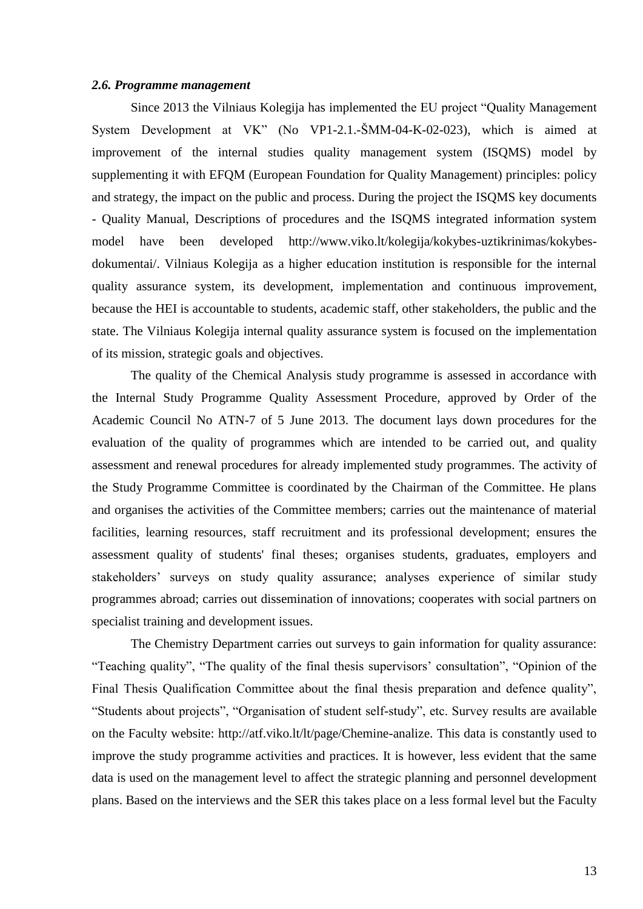### *2.6. Programme management*

Since 2013 the Vilniaus Kolegija has implemented the EU project "Quality Management System Development at VK" (No VP1-2.1.-ŠMM-04-K-02-023), which is aimed at improvement of the internal studies quality management system (ISQMS) model by supplementing it with EFQM (European Foundation for Quality Management) principles: policy and strategy, the impact on the public and process. During the project the ISQMS key documents - Quality Manual, Descriptions of procedures and the ISQMS integrated information system model have been developed http://www.viko.lt/kolegija/kokybes-uztikrinimas/kokybes-dokumentai/. Vilniaus Kolegija as a higher education institution is responsible for the internal quality assurance system, its development, implementation and continuous improvement, because the HEI is accountable to students, academic staff, other stakeholders, the public and the state. The Vilniaus Kolegija internal quality assurance system is focused on the implementation of its mission, strategic goals and objectives.

The quality of the Chemical Analysis study programme is assessed in accordance with the Internal Study Programme Quality Assessment Procedure, approved by Order of the Academic Council No ATN-7 of 5 June 2013. The document lays down procedures for the evaluation of the quality of programmes which are intended to be carried out, and quality assessment and renewal procedures for already implemented study programmes. The activity of the Study Programme Committee is coordinated by the Chairman of the Committee. He plans and organises the activities of the Committee members; carries out the maintenance of material facilities, learning resources, staff recruitment and its professional development; ensures the assessment quality of students' final theses; organises students, graduates, employers and stakeholders' surveys on study quality assurance; analyses experience of similar study programmes abroad; carries out dissemination of innovations; cooperates with social partners on specialist training and development issues.

The Chemistry Department carries out surveys to gain information for quality assurance: "Teaching quality", "The quality of the final thesis supervisors' consultation", "Opinion of the Final Thesis Qualification Committee about the final thesis preparation and defence quality", "Students about projects", "Organisation of student self-study", etc. Survey results are available on the Faculty website: http://atf.viko.lt/lt/page/Chemine-analize. This data is constantly used to improve the study programme activities and practices. It is however, less evident that the same data is used on the management level to affect the strategic planning and personnel development plans. Based on the interviews and the SER this takes place on a less formal level but the Faculty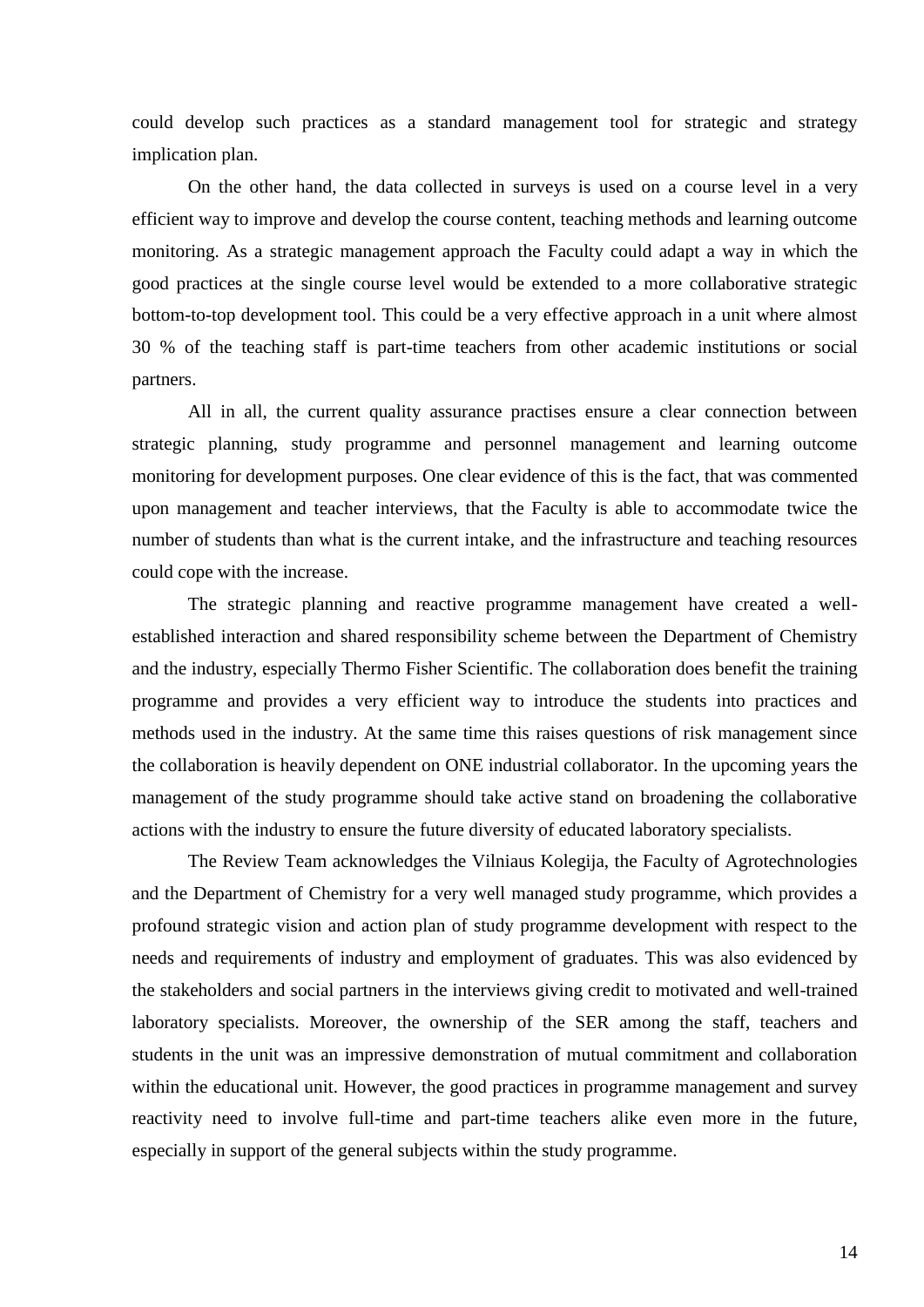could develop such practices as a standard management tool for strategic and strategy implication plan.

On the other hand, the data collected in surveys is used on a course level in a very efficient way to improve and develop the course content, teaching methods and learning outcome monitoring. As a strategic management approach the Faculty could adapt a way in which the good practices at the single course level would be extended to a more collaborative strategic bottom-to-top development tool. This could be a very effective approach in a unit where almost 30 % of the teaching staff is part-time teachers from other academic institutions or social partners.

All in all, the current quality assurance practises ensure a clear connection between strategic planning, study programme and personnel management and learning outcome monitoring for development purposes. One clear evidence of this is the fact, that was commented upon management and teacher interviews, that the Faculty is able to accommodate twice the number of students than what is the current intake, and the infrastructure and teaching resources could cope with the increase.

The strategic planning and reactive programme management have created a well-established interaction and shared responsibility scheme between the Department of Chemistry and the industry, especially Thermo Fisher Scientific. The collaboration does benefit the training programme and provides a very efficient way to introduce the students into practices and methods used in the industry. At the same time this raises questions of risk management since the collaboration is heavily dependent on ONE industrial collaborator. In the upcoming years the management of the study programme should take active stand on broadening the collaborative actions with the industry to ensure the future diversity of educated laboratory specialists.

The Review Team acknowledges the Vilniaus Kolegija, the Faculty of Agrotechnologies and the Department of Chemistry for a very well managed study programme, which provides a profound strategic vision and action plan of study programme development with respect to the needs and requirements of industry and employment of graduates. This was also evidenced by the stakeholders and social partners in the interviews giving credit to motivated and well-trained laboratory specialists. Moreover, the ownership of the SER among the staff, teachers and students in the unit was an impressive demonstration of mutual commitment and collaboration within the educational unit. However, the good practices in programme management and survey reactivity need to involve full-time and part-time teachers alike even more in the future, especially in support of the general subjects within the study programme.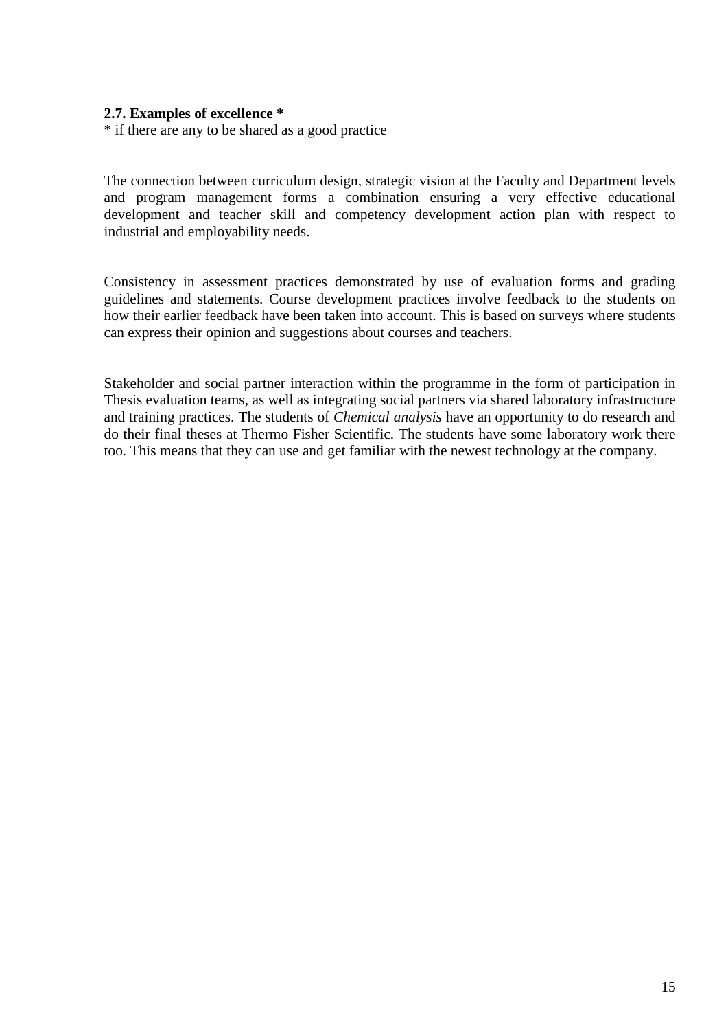**2.7. Examples of excellence ***

* if there are any to be shared as a good practice

The connection between curriculum design, strategic vision at the Faculty and Department levels and program management forms a combination ensuring a very effective educational development and teacher skill and competency development action plan with respect to industrial and employability needs.

Consistency in assessment practices demonstrated by use of evaluation forms and grading guidelines and statements. Course development practices involve feedback to the students on how their earlier feedback have been taken into account. This is based on surveys where students can express their opinion and suggestions about courses and teachers.

Stakeholder and social partner interaction within the programme in the form of participation in Thesis evaluation teams, as well as integrating social partners via shared laboratory infrastructure and training practices. The students of *Chemical analysis* have an opportunity to do research and do their final theses at Thermo Fisher Scientific. The students have some laboratory work there too. This means that they can use and get familiar with the newest technology at the company.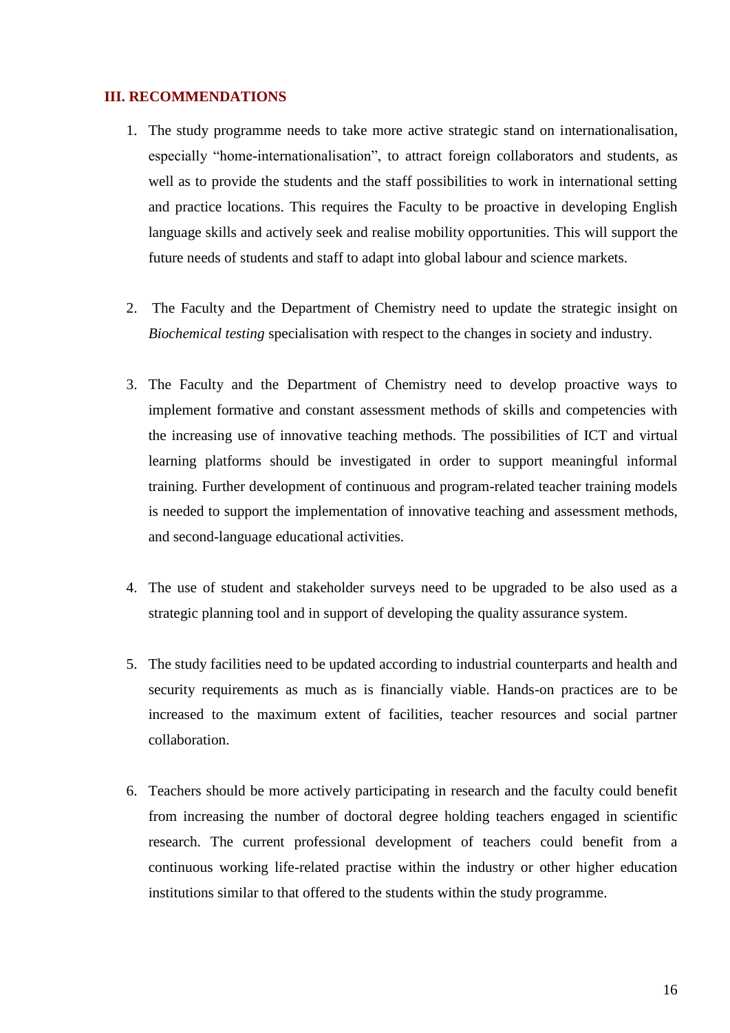## III. RECOMMENDATIONS

1. The study programme needs to take more active strategic stand on internationalisation, especially "home-internationalisation", to attract foreign collaborators and students, as well as to provide the students and the staff possibilities to work in international setting and practice locations. This requires the Faculty to be proactive in developing English language skills and actively seek and realise mobility opportunities. This will support the future needs of students and staff to adapt into global labour and science markets.

2. The Faculty and the Department of Chemistry need to update the strategic insight on *Biochemical testing* specialisation with respect to the changes in society and industry.

3. The Faculty and the Department of Chemistry need to develop proactive ways to implement formative and constant assessment methods of skills and competencies with the increasing use of innovative teaching methods. The possibilities of ICT and virtual learning platforms should be investigated in order to support meaningful informal training. Further development of continuous and program-related teacher training models is needed to support the implementation of innovative teaching and assessment methods, and second-language educational activities.

4. The use of student and stakeholder surveys need to be upgraded to be also used as a strategic planning tool and in support of developing the quality assurance system.

5. The study facilities need to be updated according to industrial counterparts and health and security requirements as much as is financially viable. Hands-on practices are to be increased to the maximum extent of facilities, teacher resources and social partner collaboration.

6. Teachers should be more actively participating in research and the faculty could benefit from increasing the number of doctoral degree holding teachers engaged in scientific research. The current professional development of teachers could benefit from a continuous working life-related practise within the industry or other higher education institutions similar to that offered to the students within the study programme.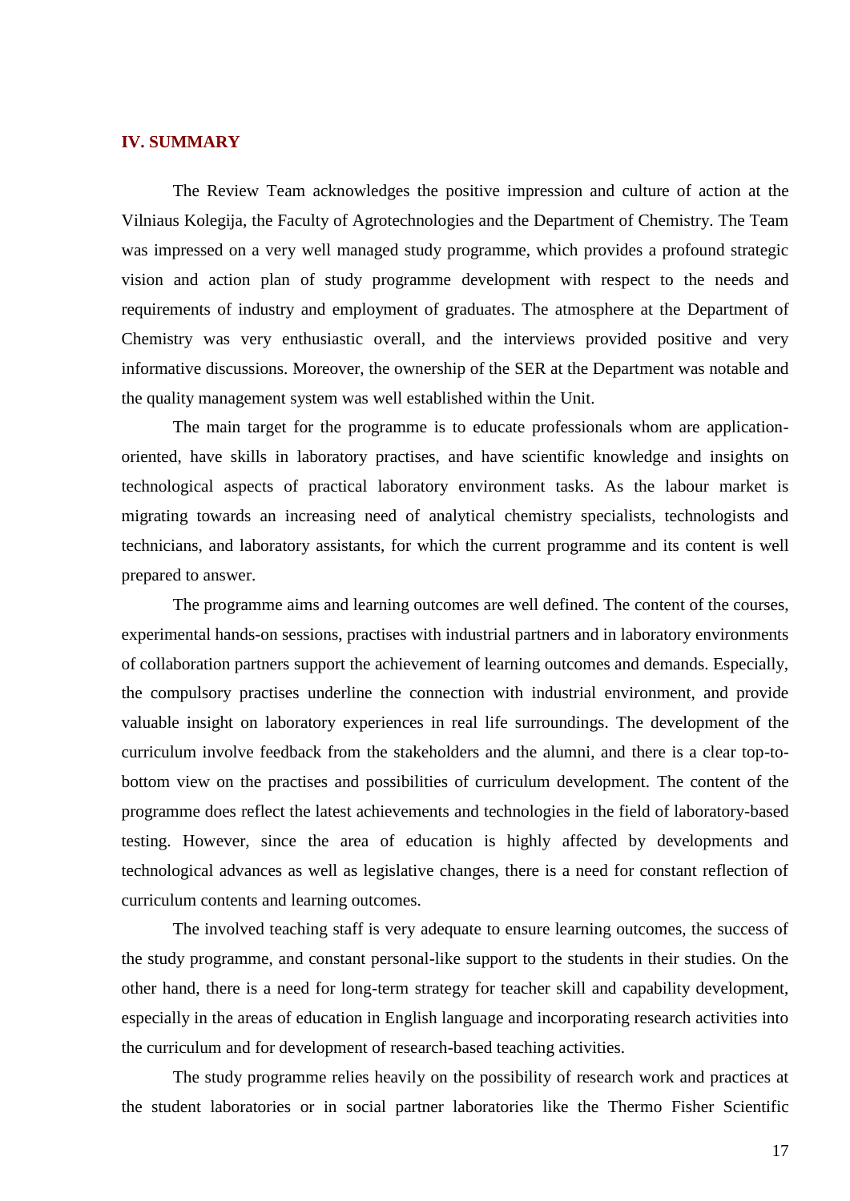## IV. SUMMARY

The Review Team acknowledges the positive impression and culture of action at the Vilniaus Kolegija, the Faculty of Agrotechnologies and the Department of Chemistry. The Team was impressed on a very well managed study programme, which provides a profound strategic vision and action plan of study programme development with respect to the needs and requirements of industry and employment of graduates. The atmosphere at the Department of Chemistry was very enthusiastic overall, and the interviews provided positive and very informative discussions. Moreover, the ownership of the SER at the Department was notable and the quality management system was well established within the Unit.

The main target for the programme is to educate professionals whom are application-oriented, have skills in laboratory practises, and have scientific knowledge and insights on technological aspects of practical laboratory environment tasks. As the labour market is migrating towards an increasing need of analytical chemistry specialists, technologists and technicians, and laboratory assistants, for which the current programme and its content is well prepared to answer.

The programme aims and learning outcomes are well defined. The content of the courses, experimental hands-on sessions, practises with industrial partners and in laboratory environments of collaboration partners support the achievement of learning outcomes and demands. Especially, the compulsory practises underline the connection with industrial environment, and provide valuable insight on laboratory experiences in real life surroundings. The development of the curriculum involve feedback from the stakeholders and the alumni, and there is a clear top-to-bottom view on the practises and possibilities of curriculum development. The content of the programme does reflect the latest achievements and technologies in the field of laboratory-based testing. However, since the area of education is highly affected by developments and technological advances as well as legislative changes, there is a need for constant reflection of curriculum contents and learning outcomes.

The involved teaching staff is very adequate to ensure learning outcomes, the success of the study programme, and constant personal-like support to the students in their studies. On the other hand, there is a need for long-term strategy for teacher skill and capability development, especially in the areas of education in English language and incorporating research activities into the curriculum and for development of research-based teaching activities.

The study programme relies heavily on the possibility of research work and practices at the student laboratories or in social partner laboratories like the Thermo Fisher Scientific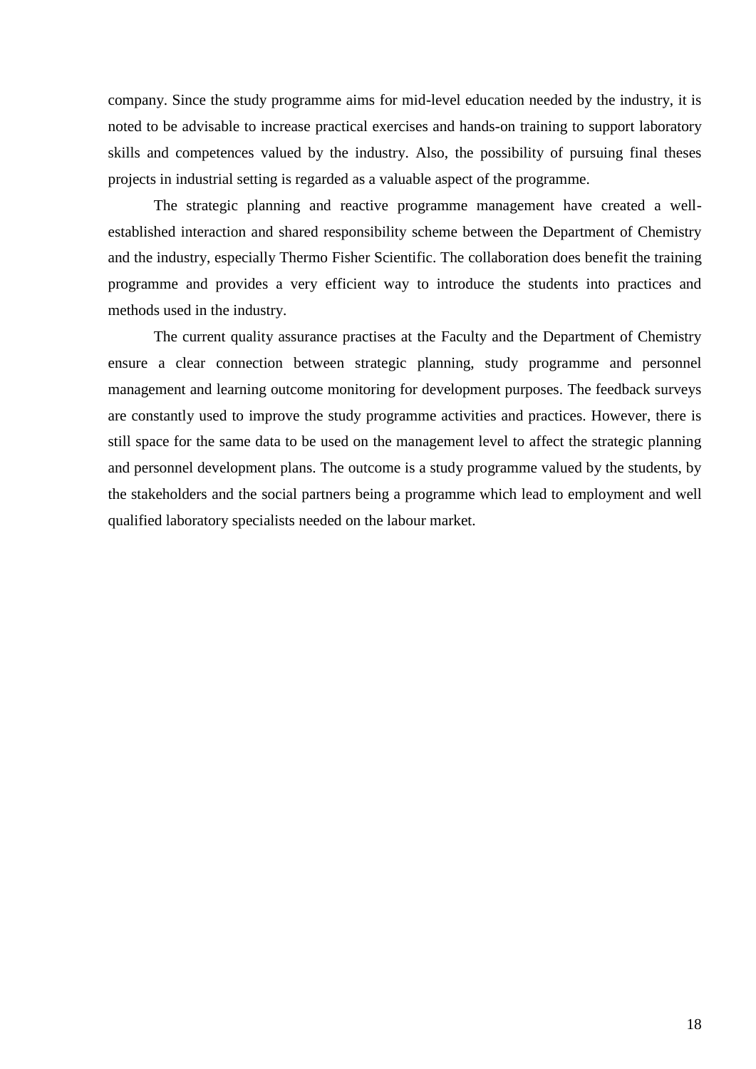company. Since the study programme aims for mid-level education needed by the industry, it is noted to be advisable to increase practical exercises and hands-on training to support laboratory skills and competences valued by the industry. Also, the possibility of pursuing final theses projects in industrial setting is regarded as a valuable aspect of the programme.

The strategic planning and reactive programme management have created a well-established interaction and shared responsibility scheme between the Department of Chemistry and the industry, especially Thermo Fisher Scientific. The collaboration does benefit the training programme and provides a very efficient way to introduce the students into practices and methods used in the industry.

The current quality assurance practises at the Faculty and the Department of Chemistry ensure a clear connection between strategic planning, study programme and personnel management and learning outcome monitoring for development purposes. The feedback surveys are constantly used to improve the study programme activities and practices. However, there is still space for the same data to be used on the management level to affect the strategic planning and personnel development plans. The outcome is a study programme valued by the students, by the stakeholders and the social partners being a programme which lead to employment and well qualified laboratory specialists needed on the labour market.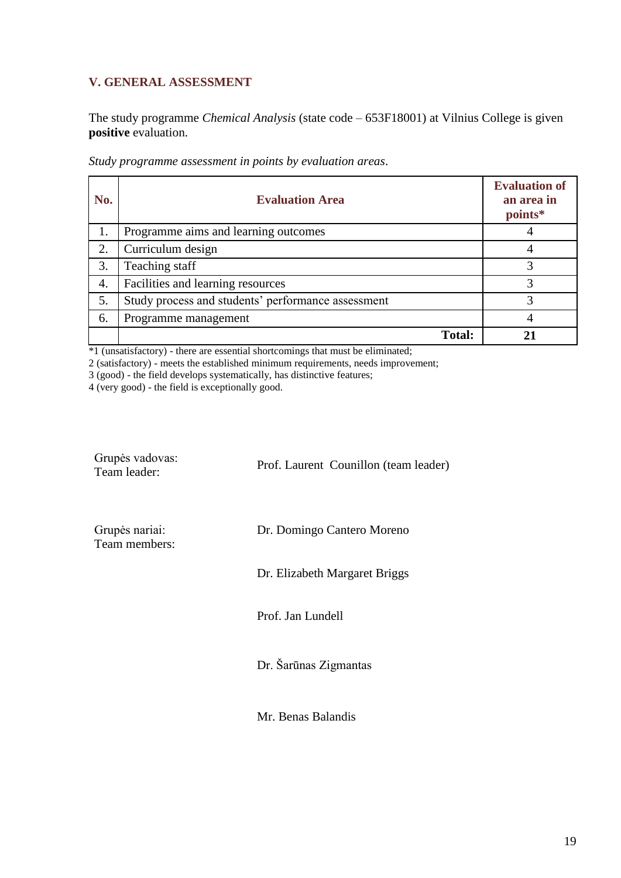## V. GENERAL ASSESSMENT

The study programme *Chemical Analysis* (state code – 653F18001) at Vilnius College is given **positive** evaluation.

*Study programme assessment in points by evaluation areas*.

| No. | Evaluation Area | Evaluation of an area in points* |
|---|---|---|
| 1. | Programme aims and learning outcomes | 4 |
| 2. | Curriculum design | 4 |
| 3. | Teaching staff | 3 |
| 4. | Facilities and learning resources | 3 |
| 5. | Study process and students' performance assessment | 3 |
| 6. | Programme management | 4 |
| | **Total:** | **21** |

*1 (unsatisfactory) - there are essential shortcomings that must be eliminated;
2 (satisfactory) - meets the established minimum requirements, needs improvement;
3 (good) - the field develops systematically, has distinctive features;
4 (very good) - the field is exceptionally good.

| | |
|---|---|
| Grupės vadovas:<br>Team leader: | Prof. Laurent Counillon (team leader) |
| Grupės nariai:<br>Team members: | Dr. Domingo Cantero Moreno |
| | Dr. Elizabeth Margaret Briggs |
| | Prof. Jan Lundell |
| | Dr. Šarūnas Zigmantas |
| | Mr. Benas Balandis |